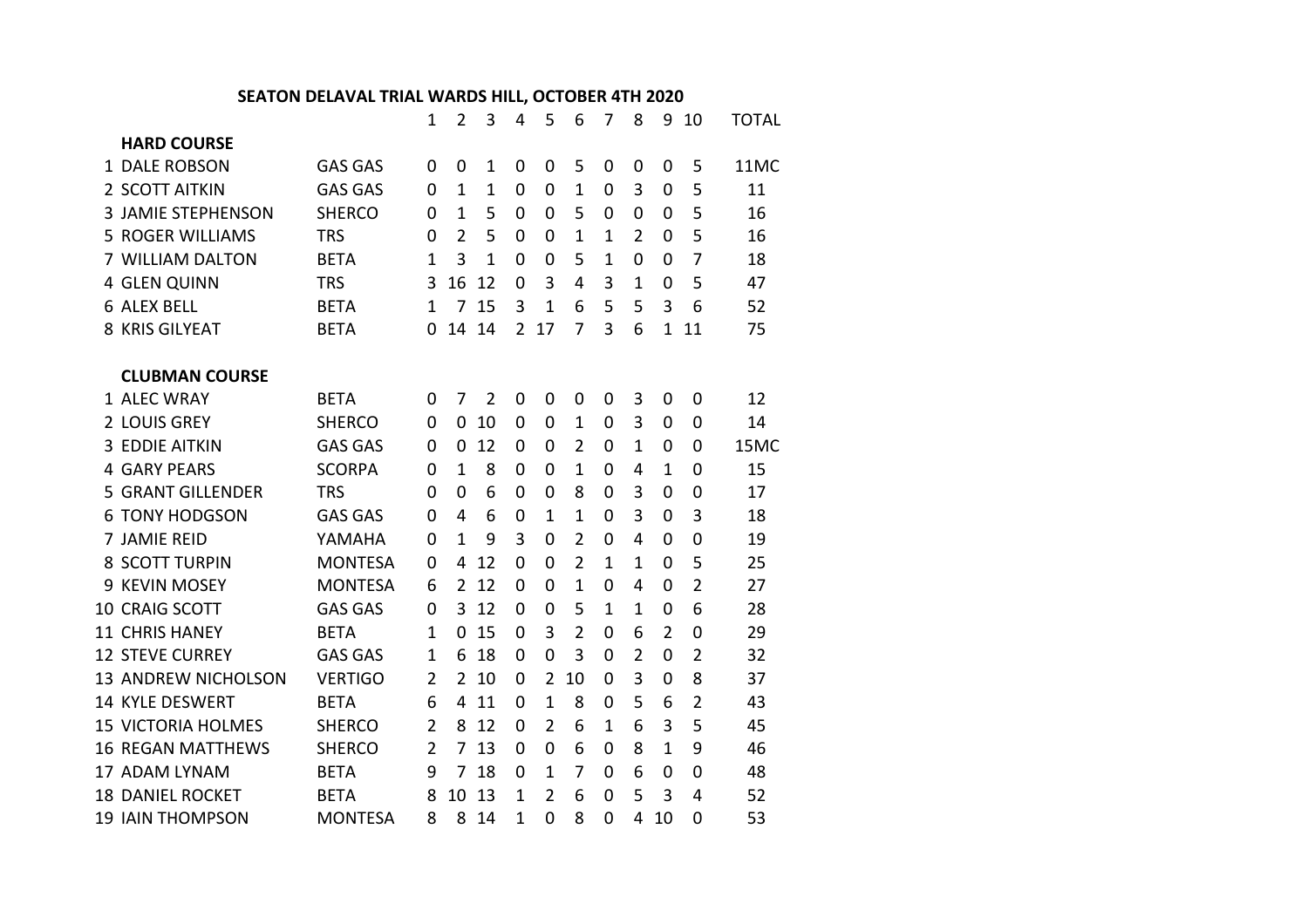# SEATON DELAVAL TRIAL WARDS HILL, OCTOBER 4TH 2020

| | | | 1 | 2 | 3 | 4 | 5 | 6 | 7 | 8 | 9 | 10 | TOTAL |
|---|---|---|---|---|---|---|---|---|---|---|---|---|---|
| | **HARD COURSE** | | | | | | | | | | | | |
| 1 | DALE ROBSON | GAS GAS | 0 | 0 | 1 | 0 | 0 | 5 | 0 | 0 | 0 | 5 | 11MC |
| 2 | SCOTT AITKIN | GAS GAS | 0 | 1 | 1 | 0 | 0 | 1 | 0 | 3 | 0 | 5 | 11 |
| 3 | JAMIE STEPHENSON | SHERCO | 0 | 1 | 5 | 0 | 0 | 5 | 0 | 0 | 0 | 5 | 16 |
| 5 | ROGER WILLIAMS | TRS | 0 | 2 | 5 | 0 | 0 | 1 | 1 | 2 | 0 | 5 | 16 |
| 7 | WILLIAM DALTON | BETA | 1 | 3 | 1 | 0 | 0 | 5 | 1 | 0 | 0 | 7 | 18 |
| 4 | GLEN QUINN | TRS | 3 | 16 | 12 | 0 | 3 | 4 | 3 | 1 | 0 | 5 | 47 |
| 6 | ALEX BELL | BETA | 1 | 7 | 15 | 3 | 1 | 6 | 5 | 5 | 3 | 6 | 52 |
| 8 | KRIS GILYEAT | BETA | 0 | 14 | 14 | 2 | 17 | 7 | 3 | 6 | 1 | 11 | 75 |
| | | | | | | | | | | | | | |
| | **CLUBMAN COURSE** | | | | | | | | | | | | |
| 1 | ALEC WRAY | BETA | 0 | 7 | 2 | 0 | 0 | 0 | 0 | 3 | 0 | 0 | 12 |
| 2 | LOUIS GREY | SHERCO | 0 | 0 | 10 | 0 | 0 | 1 | 0 | 3 | 0 | 0 | 14 |
| 3 | EDDIE AITKIN | GAS GAS | 0 | 0 | 12 | 0 | 0 | 2 | 0 | 1 | 0 | 0 | 15MC |
| 4 | GARY PEARS | SCORPA | 0 | 1 | 8 | 0 | 0 | 1 | 0 | 4 | 1 | 0 | 15 |
| 5 | GRANT GILLENDER | TRS | 0 | 0 | 6 | 0 | 0 | 8 | 0 | 3 | 0 | 0 | 17 |
| 6 | TONY HODGSON | GAS GAS | 0 | 4 | 6 | 0 | 1 | 1 | 0 | 3 | 0 | 3 | 18 |
| 7 | JAMIE REID | YAMAHA | 0 | 1 | 9 | 3 | 0 | 2 | 0 | 4 | 0 | 0 | 19 |
| 8 | SCOTT TURPIN | MONTESA | 0 | 4 | 12 | 0 | 0 | 2 | 1 | 1 | 0 | 5 | 25 |
| 9 | KEVIN MOSEY | MONTESA | 6 | 2 | 12 | 0 | 0 | 1 | 0 | 4 | 0 | 2 | 27 |
| 10 | CRAIG SCOTT | GAS GAS | 0 | 3 | 12 | 0 | 0 | 5 | 1 | 1 | 0 | 6 | 28 |
| 11 | CHRIS HANEY | BETA | 1 | 0 | 15 | 0 | 3 | 2 | 0 | 6 | 2 | 0 | 29 |
| 12 | STEVE CURREY | GAS GAS | 1 | 6 | 18 | 0 | 0 | 3 | 0 | 2 | 0 | 2 | 32 |
| 13 | ANDREW NICHOLSON | VERTIGO | 2 | 2 | 10 | 0 | 2 | 10 | 0 | 3 | 0 | 8 | 37 |
| 14 | KYLE DESWERT | BETA | 6 | 4 | 11 | 0 | 1 | 8 | 0 | 5 | 6 | 2 | 43 |
| 15 | VICTORIA HOLMES | SHERCO | 2 | 8 | 12 | 0 | 2 | 6 | 1 | 6 | 3 | 5 | 45 |
| 16 | REGAN MATTHEWS | SHERCO | 2 | 7 | 13 | 0 | 0 | 6 | 0 | 8 | 1 | 9 | 46 |
| 17 | ADAM LYNAM | BETA | 9 | 7 | 18 | 0 | 1 | 7 | 0 | 6 | 0 | 0 | 48 |
| 18 | DANIEL ROCKET | BETA | 8 | 10 | 13 | 1 | 2 | 6 | 0 | 5 | 3 | 4 | 52 |
| 19 | IAIN THOMPSON | MONTESA | 8 | 8 | 14 | 1 | 0 | 8 | 0 | 4 | 10 | 0 | 53 |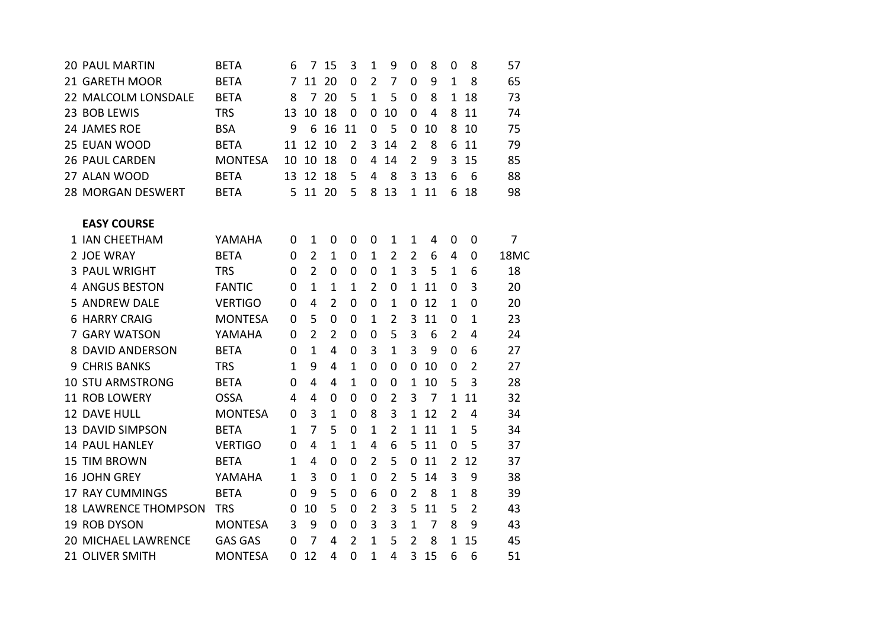| | | | | | | | | | | | | | |
|---|---|---|---|---|---|---|---|---|---|---|---|---|---|
| 20 | PAUL MARTIN | BETA | 6 | 7 | 15 | 3 | 1 | 9 | 0 | 8 | 0 | 8 | 57 |
| 21 | GARETH MOOR | BETA | 7 | 11 | 20 | 0 | 2 | 7 | 0 | 9 | 1 | 8 | 65 |
| 22 | MALCOLM LONSDALE | BETA | 8 | 7 | 20 | 5 | 1 | 5 | 0 | 8 | 1 | 18 | 73 |
| 23 | BOB LEWIS | TRS | 13 | 10 | 18 | 0 | 0 | 10 | 0 | 4 | 8 | 11 | 74 |
| 24 | JAMES ROE | BSA | 9 | 6 | 16 | 11 | 0 | 5 | 0 | 10 | 8 | 10 | 75 |
| 25 | EUAN WOOD | BETA | 11 | 12 | 10 | 2 | 3 | 14 | 2 | 8 | 6 | 11 | 79 |
| 26 | PAUL CARDEN | MONTESA | 10 | 10 | 18 | 0 | 4 | 14 | 2 | 9 | 3 | 15 | 85 |
| 27 | ALAN WOOD | BETA | 13 | 12 | 18 | 5 | 4 | 8 | 3 | 13 | 6 | 6 | 88 |
| 28 | MORGAN DESWERT | BETA | 5 | 11 | 20 | 5 | 8 | 13 | 1 | 11 | 6 | 18 | 98 |

**EASY COURSE**

| | | | | | | | | | | | | | |
|---|---|---|---|---|---|---|---|---|---|---|---|---|---|
| 1 | IAN CHEETHAM | YAMAHA | 0 | 1 | 0 | 0 | 0 | 1 | 1 | 4 | 0 | 0 | 7 |
| 2 | JOE WRAY | BETA | 0 | 2 | 1 | 0 | 1 | 2 | 2 | 6 | 4 | 0 | 18MC |
| 3 | PAUL WRIGHT | TRS | 0 | 2 | 0 | 0 | 0 | 1 | 3 | 5 | 1 | 6 | 18 |
| 4 | ANGUS BESTON | FANTIC | 0 | 1 | 1 | 1 | 2 | 0 | 1 | 11 | 0 | 3 | 20 |
| 5 | ANDREW DALE | VERTIGO | 0 | 4 | 2 | 0 | 0 | 1 | 0 | 12 | 1 | 0 | 20 |
| 6 | HARRY CRAIG | MONTESA | 0 | 5 | 0 | 0 | 1 | 2 | 3 | 11 | 0 | 1 | 23 |
| 7 | GARY WATSON | YAMAHA | 0 | 2 | 2 | 0 | 0 | 5 | 3 | 6 | 2 | 4 | 24 |
| 8 | DAVID ANDERSON | BETA | 0 | 1 | 4 | 0 | 3 | 1 | 3 | 9 | 0 | 6 | 27 |
| 9 | CHRIS BANKS | TRS | 1 | 9 | 4 | 1 | 0 | 0 | 0 | 10 | 0 | 2 | 27 |
| 10 | STU ARMSTRONG | BETA | 0 | 4 | 4 | 1 | 0 | 0 | 1 | 10 | 5 | 3 | 28 |
| 11 | ROB LOWERY | OSSA | 4 | 4 | 0 | 0 | 0 | 2 | 3 | 7 | 1 | 11 | 32 |
| 12 | DAVE HULL | MONTESA | 0 | 3 | 1 | 0 | 8 | 3 | 1 | 12 | 2 | 4 | 34 |
| 13 | DAVID SIMPSON | BETA | 1 | 7 | 5 | 0 | 1 | 2 | 1 | 11 | 1 | 5 | 34 |
| 14 | PAUL HANLEY | VERTIGO | 0 | 4 | 1 | 1 | 4 | 6 | 5 | 11 | 0 | 5 | 37 |
| 15 | TIM BROWN | BETA | 1 | 4 | 0 | 0 | 2 | 5 | 0 | 11 | 2 | 12 | 37 |
| 16 | JOHN GREY | YAMAHA | 1 | 3 | 0 | 1 | 0 | 2 | 5 | 14 | 3 | 9 | 38 |
| 17 | RAY CUMMINGS | BETA | 0 | 9 | 5 | 0 | 6 | 0 | 2 | 8 | 1 | 8 | 39 |
| 18 | LAWRENCE THOMPSON | TRS | 0 | 10 | 5 | 0 | 2 | 3 | 5 | 11 | 5 | 2 | 43 |
| 19 | ROB DYSON | MONTESA | 3 | 9 | 0 | 0 | 3 | 3 | 1 | 7 | 8 | 9 | 43 |
| 20 | MICHAEL LAWRENCE | GAS GAS | 0 | 7 | 4 | 2 | 1 | 5 | 2 | 8 | 1 | 15 | 45 |
| 21 | OLIVER SMITH | MONTESA | 0 | 12 | 4 | 0 | 1 | 4 | 3 | 15 | 6 | 6 | 51 |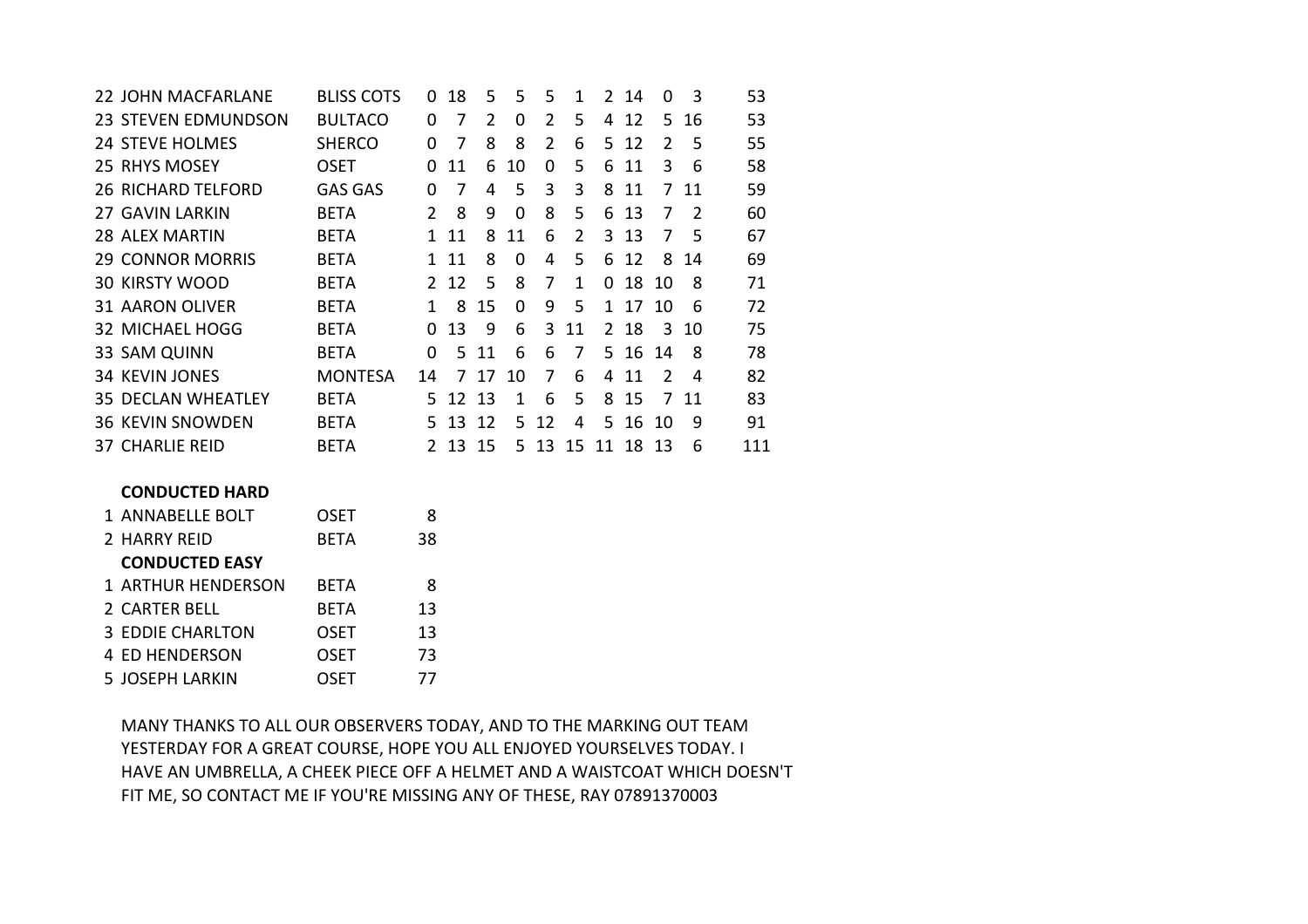| | | | | | | | | | | | | | | |
|---|---|---|---|---|---|---|---|---|---|---|---|---|---|---|
| 22 | JOHN MACFARLANE | BLISS COTS | 0 | 18 | 5 | 5 | 5 | 1 | 2 | 14 | 0 | 3 | | 53 |
| 23 | STEVEN EDMUNDSON | BULTACO | 0 | 7 | 2 | 0 | 2 | 5 | 4 | 12 | 5 | 16 | | 53 |
| 24 | STEVE HOLMES | SHERCO | 0 | 7 | 8 | 8 | 2 | 6 | 5 | 12 | 2 | 5 | | 55 |
| 25 | RHYS MOSEY | OSET | 0 | 11 | 6 | 10 | 0 | 5 | 6 | 11 | 3 | 6 | | 58 |
| 26 | RICHARD TELFORD | GAS GAS | 0 | 7 | 4 | 5 | 3 | 3 | 8 | 11 | 7 | 11 | | 59 |
| 27 | GAVIN LARKIN | BETA | 2 | 8 | 9 | 0 | 8 | 5 | 6 | 13 | 7 | 2 | | 60 |
| 28 | ALEX MARTIN | BETA | 1 | 11 | 8 | 11 | 6 | 2 | 3 | 13 | 7 | 5 | | 67 |
| 29 | CONNOR MORRIS | BETA | 1 | 11 | 8 | 0 | 4 | 5 | 6 | 12 | 8 | 14 | | 69 |
| 30 | KIRSTY WOOD | BETA | 2 | 12 | 5 | 8 | 7 | 1 | 0 | 18 | 10 | 8 | | 71 |
| 31 | AARON OLIVER | BETA | 1 | 8 | 15 | 0 | 9 | 5 | 1 | 17 | 10 | 6 | | 72 |
| 32 | MICHAEL HOGG | BETA | 0 | 13 | 9 | 6 | 3 | 11 | 2 | 18 | 3 | 10 | | 75 |
| 33 | SAM QUINN | BETA | 0 | 5 | 11 | 6 | 6 | 7 | 5 | 16 | 14 | 8 | | 78 |
| 34 | KEVIN JONES | MONTESA | 14 | 7 | 17 | 10 | 7 | 6 | 4 | 11 | 2 | 4 | | 82 |
| 35 | DECLAN WHEATLEY | BETA | 5 | 12 | 13 | 1 | 6 | 5 | 8 | 15 | 7 | 11 | | 83 |
| 36 | KEVIN SNOWDEN | BETA | 5 | 13 | 12 | 5 | 12 | 4 | 5 | 16 | 10 | 9 | | 91 |
| 37 | CHARLIE REID | BETA | 2 | 13 | 15 | 5 | 13 | 15 | 11 | 18 | 13 | 6 | | 111 |

| | | | |
|---|---|---|---|
| | **CONDUCTED HARD** | | |
| 1 | ANNABELLE BOLT | OSET | 8 |
| 2 | HARRY REID | BETA | 38 |
| | **CONDUCTED EASY** | | |
| 1 | ARTHUR HENDERSON | BETA | 8 |
| 2 | CARTER BELL | BETA | 13 |
| 3 | EDDIE CHARLTON | OSET | 13 |
| 4 | ED HENDERSON | OSET | 73 |
| 5 | JOSEPH LARKIN | OSET | 77 |

MANY THANKS TO ALL OUR OBSERVERS TODAY, AND TO THE MARKING OUT TEAM YESTERDAY FOR A GREAT COURSE, HOPE YOU ALL ENJOYED YOURSELVES TODAY. I HAVE AN UMBRELLA, A CHEEK PIECE OFF A HELMET AND A WAISTCOAT WHICH DOESN'T FIT ME, SO CONTACT ME IF YOU'RE MISSING ANY OF THESE, RAY 07891370003